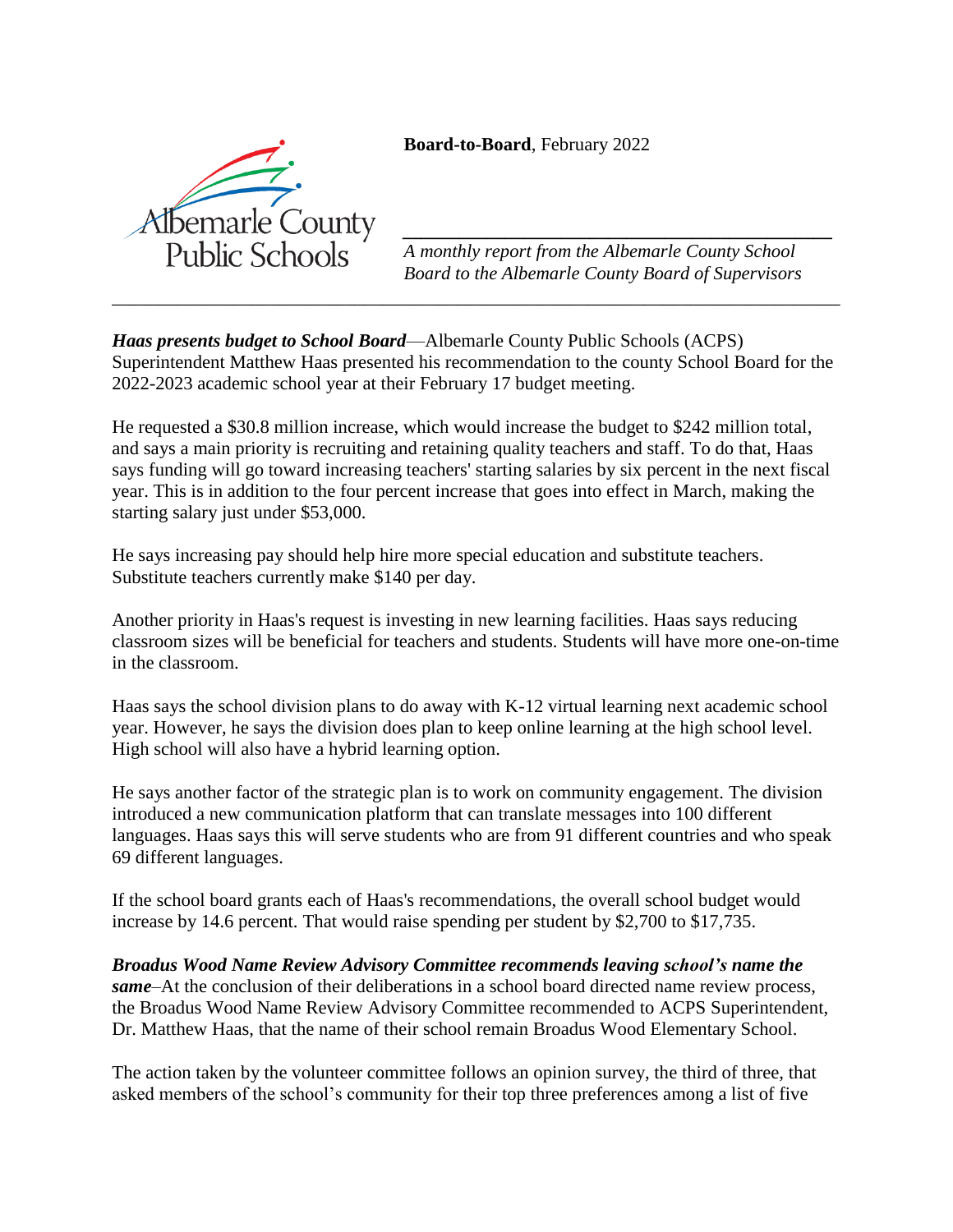Albemarle County Public Schools

**Board-to-Board**, February 2022

*A monthly report from the Albemarle County School Board to the Albemarle County Board of Supervisors*

---

***Haas presents budget to School Board***—Albemarle County Public Schools (ACPS) Superintendent Matthew Haas presented his recommendation to the county School Board for the 2022-2023 academic school year at their February 17 budget meeting.

He requested a $30.8 million increase, which would increase the budget to $242 million total, and says a main priority is recruiting and retaining quality teachers and staff. To do that, Haas says funding will go toward increasing teachers' starting salaries by six percent in the next fiscal year. This is in addition to the four percent increase that goes into effect in March, making the starting salary just under $53,000.

He says increasing pay should help hire more special education and substitute teachers. Substitute teachers currently make $140 per day.

Another priority in Haas's request is investing in new learning facilities. Haas says reducing classroom sizes will be beneficial for teachers and students. Students will have more one-on-time in the classroom.

Haas says the school division plans to do away with K-12 virtual learning next academic school year. However, he says the division does plan to keep online learning at the high school level. High school will also have a hybrid learning option.

He says another factor of the strategic plan is to work on community engagement. The division introduced a new communication platform that can translate messages into 100 different languages. Haas says this will serve students who are from 91 different countries and who speak 69 different languages.

If the school board grants each of Haas's recommendations, the overall school budget would increase by 14.6 percent. That would raise spending per student by $2,700 to $17,735.

***Broadus Wood Name Review Advisory Committee recommends leaving school's name the same***–At the conclusion of their deliberations in a school board directed name review process, the Broadus Wood Name Review Advisory Committee recommended to ACPS Superintendent, Dr. Matthew Haas, that the name of their school remain Broadus Wood Elementary School.

The action taken by the volunteer committee follows an opinion survey, the third of three, that asked members of the school's community for their top three preferences among a list of five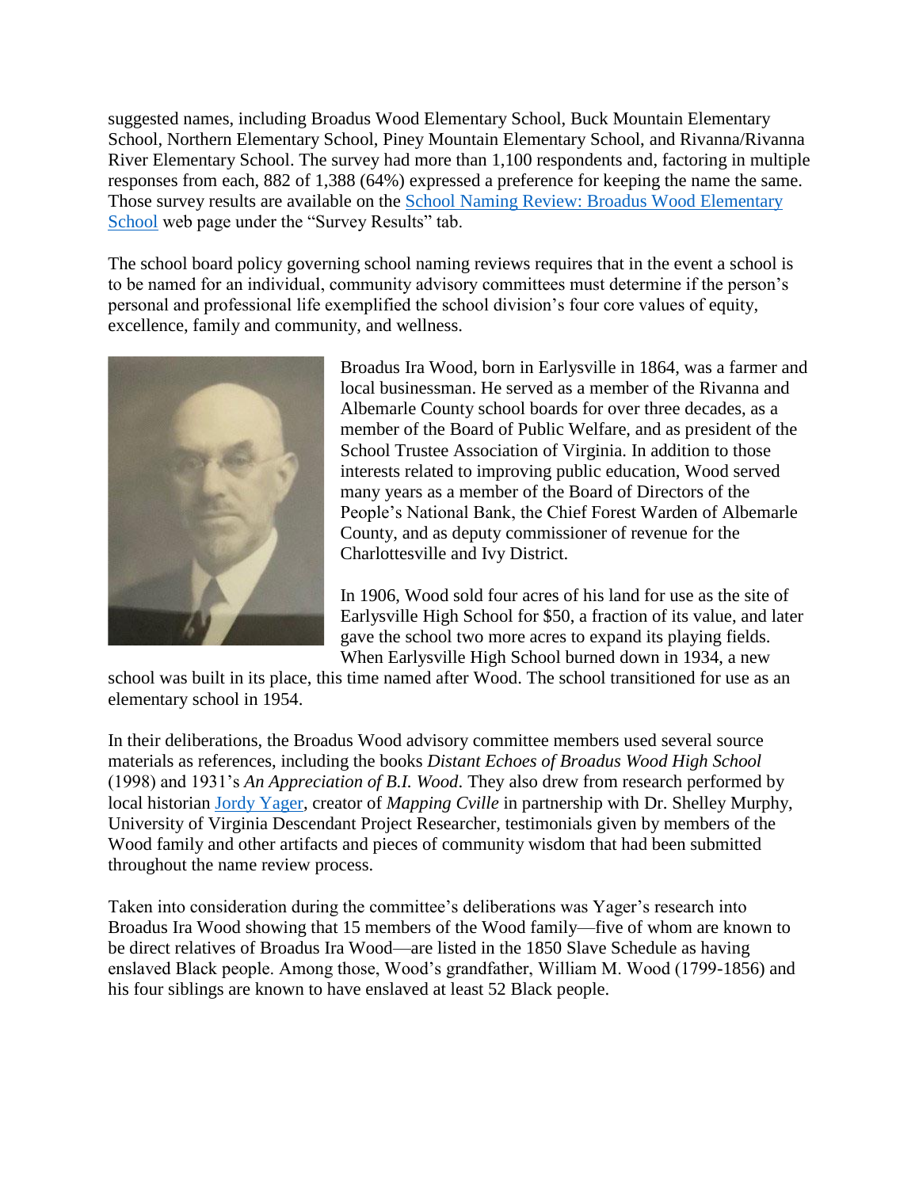suggested names, including Broadus Wood Elementary School, Buck Mountain Elementary School, Northern Elementary School, Piney Mountain Elementary School, and Rivanna/Rivanna River Elementary School. The survey had more than 1,100 respondents and, factoring in multiple responses from each, 882 of 1,388 (64%) expressed a preference for keeping the name the same. Those survey results are available on the [School Naming Review: Broadus Wood Elementary School]() web page under the "Survey Results" tab.

The school board policy governing school naming reviews requires that in the event a school is to be named for an individual, community advisory committees must determine if the person's personal and professional life exemplified the school division's four core values of equity, excellence, family and community, and wellness.

Broadus Ira Wood, born in Earlysville in 1864, was a farmer and local businessman. He served as a member of the Rivanna and Albemarle County school boards for over three decades, as a member of the Board of Public Welfare, and as president of the School Trustee Association of Virginia. In addition to those interests related to improving public education, Wood served many years as a member of the Board of Directors of the People's National Bank, the Chief Forest Warden of Albemarle County, and as deputy commissioner of revenue for the Charlottesville and Ivy District.

In 1906, Wood sold four acres of his land for use as the site of Earlysville High School for $50, a fraction of its value, and later gave the school two more acres to expand its playing fields. When Earlysville High School burned down in 1934, a new school was built in its place, this time named after Wood. The school transitioned for use as an elementary school in 1954.

In their deliberations, the Broadus Wood advisory committee members used several source materials as references, including the books *Distant Echoes of Broadus Wood High School* (1998) and 1931's *An Appreciation of B.I. Wood*. They also drew from research performed by local historian [Jordy Yager](), creator of *Mapping Cville* in partnership with Dr. Shelley Murphy, University of Virginia Descendant Project Researcher, testimonials given by members of the Wood family and other artifacts and pieces of community wisdom that had been submitted throughout the name review process.

Taken into consideration during the committee's deliberations was Yager's research into Broadus Ira Wood showing that 15 members of the Wood family—five of whom are known to be direct relatives of Broadus Ira Wood—are listed in the 1850 Slave Schedule as having enslaved Black people. Among those, Wood's grandfather, William M. Wood (1799-1856) and his four siblings are known to have enslaved at least 52 Black people.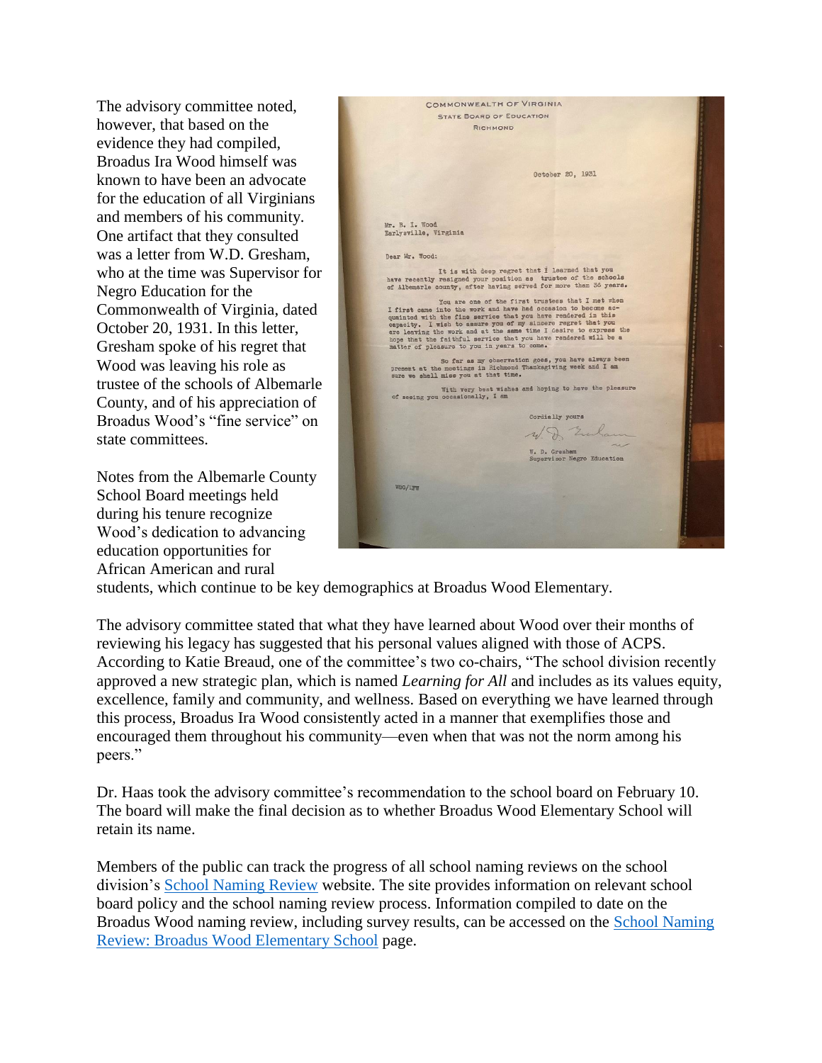The advisory committee noted, however, that based on the evidence they had compiled, Broadus Ira Wood himself was known to have been an advocate for the education of all Virginians and members of his community. One artifact that they consulted was a letter from W.D. Gresham, who at the time was Supervisor for Negro Education for the Commonwealth of Virginia, dated October 20, 1931. In this letter, Gresham spoke of his regret that Wood was leaving his role as trustee of the schools of Albemarle County, and of his appreciation of Broadus Wood's "fine service" on state committees.

Notes from the Albemarle County School Board meetings held during his tenure recognize Wood's dedication to advancing education opportunities for African American and rural students, which continue to be key demographics at Broadus Wood Elementary.

The advisory committee stated that what they have learned about Wood over their months of reviewing his legacy has suggested that his personal values aligned with those of ACPS. According to Katie Breaud, one of the committee's two co-chairs, "The school division recently approved a new strategic plan, which is named *Learning for All* and includes as its values equity, excellence, family and community, and wellness. Based on everything we have learned through this process, Broadus Ira Wood consistently acted in a manner that exemplifies those and encouraged them throughout his community—even when that was not the norm among his peers."

Dr. Haas took the advisory committee's recommendation to the school board on February 10. The board will make the final decision as to whether Broadus Wood Elementary School will retain its name.

Members of the public can track the progress of all school naming reviews on the school division's [School Naming Review](#) website. The site provides information on relevant school board policy and the school naming review process. Information compiled to date on the Broadus Wood naming review, including survey results, can be accessed on the [School Naming Review: Broadus Wood Elementary School](#) page.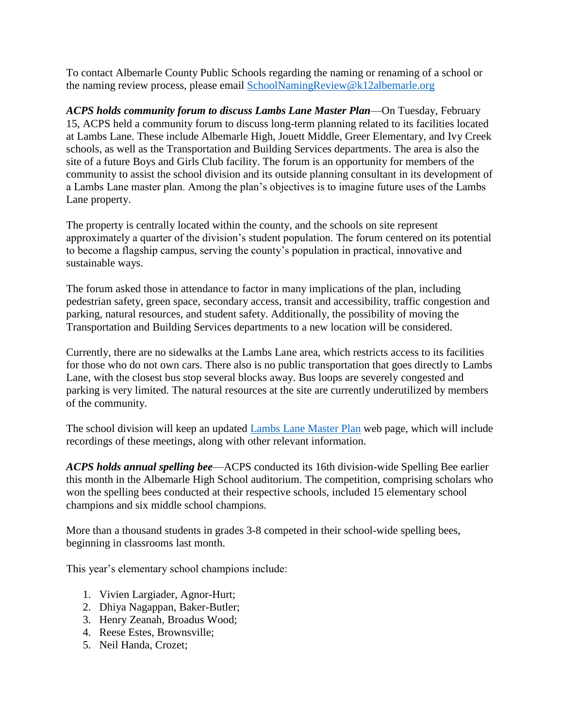To contact Albemarle County Public Schools regarding the naming or renaming of a school or the naming review process, please email [SchoolNamingReview@k12albemarle.org](mailto:SchoolNamingReview@k12albemarle.org)

***ACPS holds community forum to discuss Lambs Lane Master Plan***—On Tuesday, February 15, ACPS held a community forum to discuss long-term planning related to its facilities located at Lambs Lane. These include Albemarle High, Jouett Middle, Greer Elementary, and Ivy Creek schools, as well as the Transportation and Building Services departments. The area is also the site of a future Boys and Girls Club facility. The forum is an opportunity for members of the community to assist the school division and its outside planning consultant in its development of a Lambs Lane master plan. Among the plan's objectives is to imagine future uses of the Lambs Lane property.

The property is centrally located within the county, and the schools on site represent approximately a quarter of the division's student population. The forum centered on its potential to become a flagship campus, serving the county's population in practical, innovative and sustainable ways.

The forum asked those in attendance to factor in many implications of the plan, including pedestrian safety, green space, secondary access, transit and accessibility, traffic congestion and parking, natural resources, and student safety. Additionally, the possibility of moving the Transportation and Building Services departments to a new location will be considered.

Currently, there are no sidewalks at the Lambs Lane area, which restricts access to its facilities for those who do not own cars. There also is no public transportation that goes directly to Lambs Lane, with the closest bus stop several blocks away. Bus loops are severely congested and parking is very limited. The natural resources at the site are currently underutilized by members of the community.

The school division will keep an updated Lambs Lane Master Plan web page, which will include recordings of these meetings, along with other relevant information.

***ACPS holds annual spelling bee***—ACPS conducted its 16th division-wide Spelling Bee earlier this month in the Albemarle High School auditorium. The competition, comprising scholars who won the spelling bees conducted at their respective schools, included 15 elementary school champions and six middle school champions.

More than a thousand students in grades 3-8 competed in their school-wide spelling bees, beginning in classrooms last month.

This year's elementary school champions include:

1. Vivien Largiader, Agnor-Hurt;
2. Dhiya Nagappan, Baker-Butler;
3. Henry Zeanah, Broadus Wood;
4. Reese Estes, Brownsville;
5. Neil Handa, Crozet;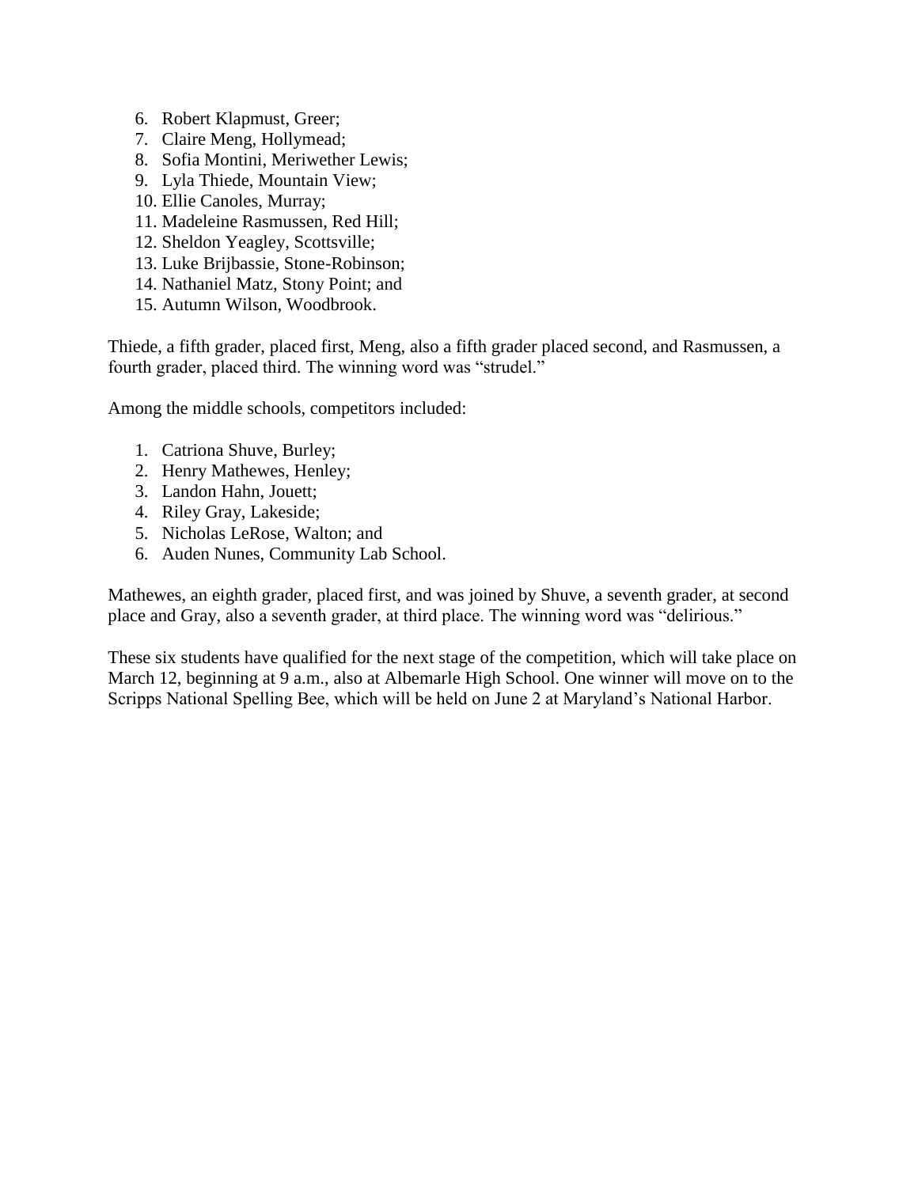6. Robert Klapmust, Greer;
7. Claire Meng, Hollymead;
8. Sofia Montini, Meriwether Lewis;
9. Lyla Thiede, Mountain View;
10. Ellie Canoles, Murray;
11. Madeleine Rasmussen, Red Hill;
12. Sheldon Yeagley, Scottsville;
13. Luke Brijbassie, Stone-Robinson;
14. Nathaniel Matz, Stony Point; and
15. Autumn Wilson, Woodbrook.

Thiede, a fifth grader, placed first, Meng, also a fifth grader placed second, and Rasmussen, a fourth grader, placed third. The winning word was "strudel."

Among the middle schools, competitors included:

1. Catriona Shuve, Burley;
2. Henry Mathewes, Henley;
3. Landon Hahn, Jouett;
4. Riley Gray, Lakeside;
5. Nicholas LeRose, Walton; and
6. Auden Nunes, Community Lab School.

Mathewes, an eighth grader, placed first, and was joined by Shuve, a seventh grader, at second place and Gray, also a seventh grader, at third place. The winning word was "delirious."

These six students have qualified for the next stage of the competition, which will take place on March 12, beginning at 9 a.m., also at Albemarle High School. One winner will move on to the Scripps National Spelling Bee, which will be held on June 2 at Maryland's National Harbor.